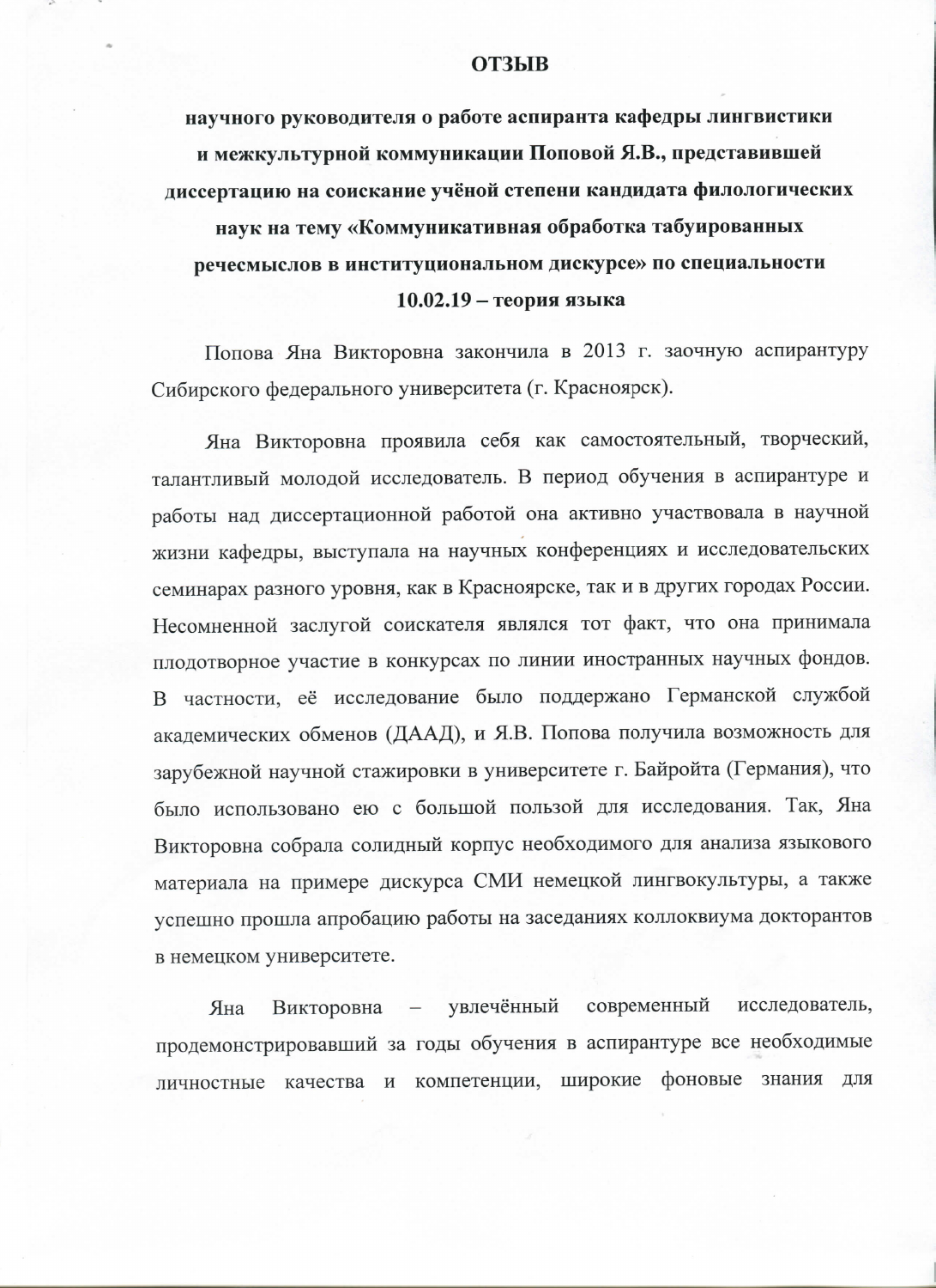# ОТЗЫВ

**научного руководителя о работе аспиранта кафедры лингвистики и межкультурной коммуникации Поповой Я.В., представившей диссертацию на соискание учёной степени кандидата филологических наук на тему «Коммуникативная обработка табуированных речесмыслов в институциональном дискурсе» по специальности 10.02.19 – теория языка**

Попова Яна Викторовна закончила в 2013 г. заочную аспирантуру Сибирского федерального университета (г. Красноярск).

Яна Викторовна проявила себя как самостоятельный, творческий, талантливый молодой исследователь. В период обучения в аспирантуре и работы над диссертационной работой она активно участвовала в научной жизни кафедры, выступала на научных конференциях и исследовательских семинарах разного уровня, как в Красноярске, так и в других городах России. Несомненной заслугой соискателя являлся тот факт, что она принимала плодотворное участие в конкурсах по линии иностранных научных фондов. В частности, её исследование было поддержано Германской службой академических обменов (ДААД), и Я.В. Попова получила возможность для зарубежной научной стажировки в университете г. Байройта (Германия), что было использовано ею с большой пользой для исследования. Так, Яна Викторовна собрала солидный корпус необходимого для анализа языкового материала на примере дискурса СМИ немецкой лингвокультуры, а также успешно прошла апробацию работы на заседаниях коллоквиума докторантов в немецком университете.

Яна Викторовна – увлечённый современный исследователь, продемонстрировавший за годы обучения в аспирантуре все необходимые личностные качества и компетенции, широкие фоновые знания для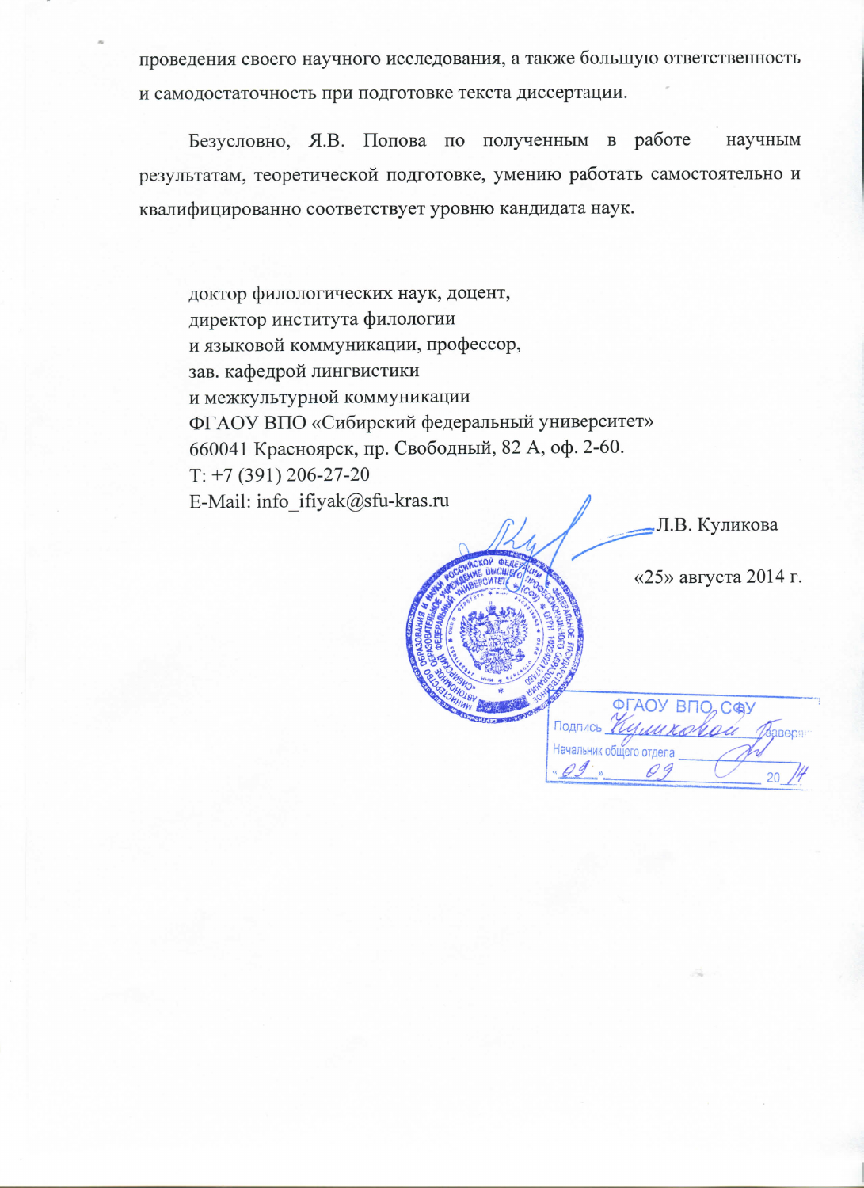проведения своего научного исследования, а также большую ответственность и самодостаточность при подготовке текста диссертации.

Безусловно, Я.В. Попова по полученным в работе научным результатам, теоретической подготовке, умению работать самостоятельно и квалифицированно соответствует уровню кандидата наук.

доктор филологических наук, доцент,
директор института филологии
и языковой коммуникации, профессор,
зав. кафедрой лингвистики
и межкультурной коммуникации
ФГАОУ ВПО «Сибирский федеральный университет»
660041 Красноярск, пр. Свободный, 82 А, оф. 2-60.
T: +7 (391) 206-27-20
E-Mail: info_ifiyak@sfu-kras.ru

Л.В. Куликова

«25» августа 2014 г.

ФГАОУ ВПО СФУ
Подпись Куликовой заверяю
Начальник общего отдела
«02» 09 2014